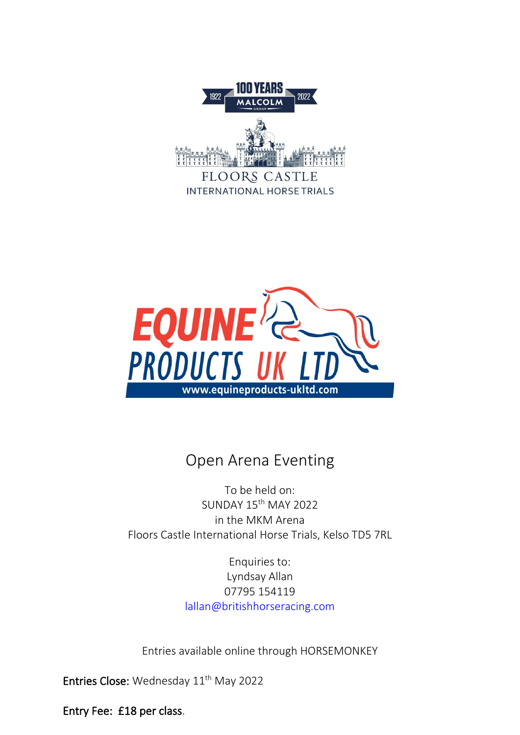100 YEARS MALCOLM GROUP 1922 2022

FLOORS CASTLE
INTERNATIONAL HORSE TRIALS

EQUINE PRODUCTS UK LTD
www.equineproducts-ukltd.com

# Open Arena Eventing

To be held on:
SUNDAY 15th MAY 2022
in the MKM Arena
Floors Castle International Horse Trials, Kelso TD5 7RL

Enquiries to:
Lyndsay Allan
07795 154119
lallan@britishhorseracing.com

Entries available online through HORSEMONKEY

**Entries Close:** Wednesday 11th May 2022

**Entry Fee: £18 per class**.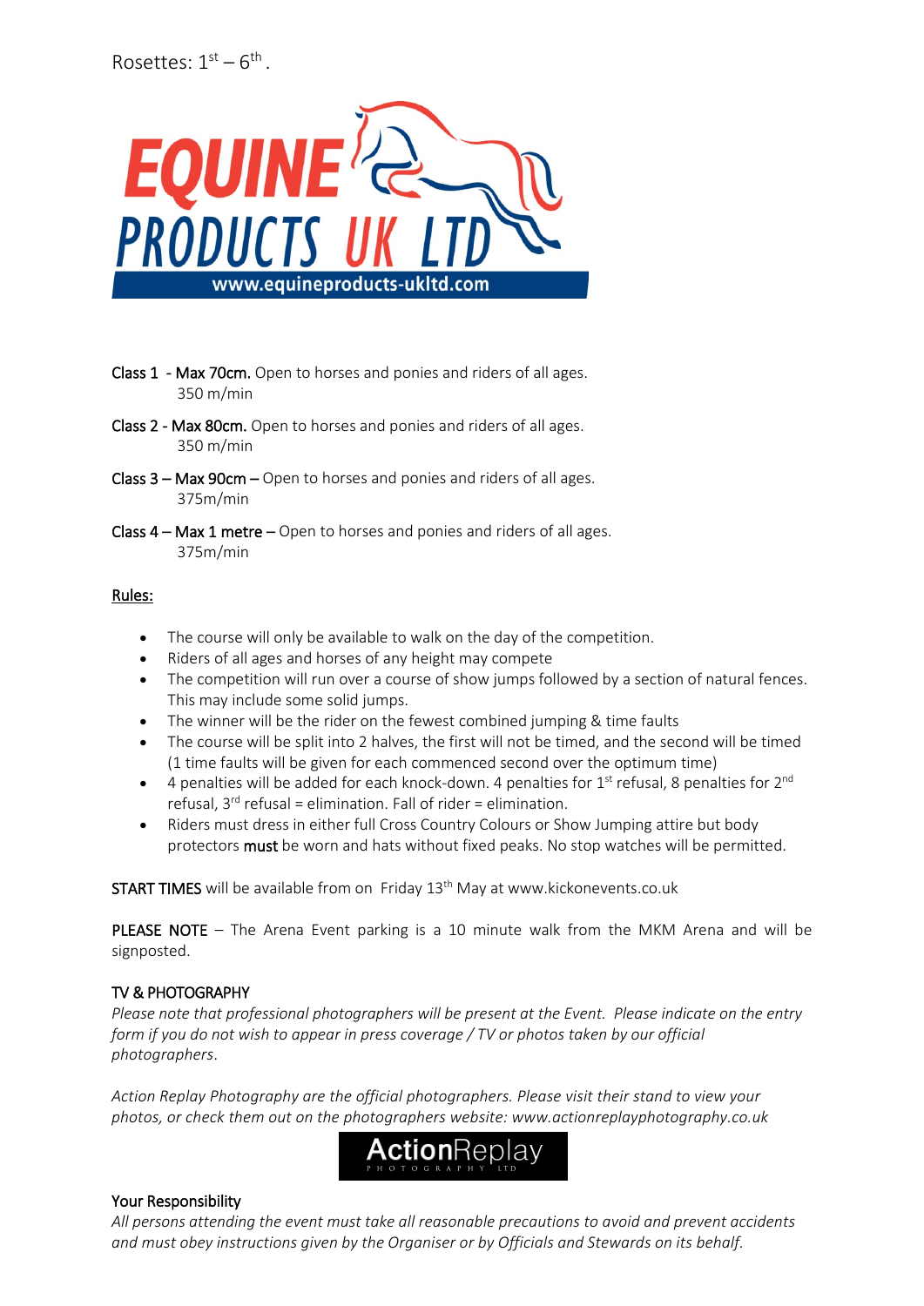Rosettes: $1^{st}$ – $6^{th}$.

**Class 1** - **Max 70cm.** Open to horses and ponies and riders of all ages.
350 m/min

**Class 2 - Max 80cm.** Open to horses and ponies and riders of all ages.
350 m/min

**Class 3 – Max 90cm –** Open to horses and ponies and riders of all ages.
375m/min

**Class 4 – Max 1 metre –** Open to horses and ponies and riders of all ages.
375m/min

## Rules:

- The course will only be available to walk on the day of the competition.
- Riders of all ages and horses of any height may compete
- The competition will run over a course of show jumps followed by a section of natural fences. This may include some solid jumps.
- The winner will be the rider on the fewest combined jumping & time faults
- The course will be split into 2 halves, the first will not be timed, and the second will be timed (1 time faults will be given for each commenced second over the optimum time)
- 4 penalties will be added for each knock-down. 4 penalties for $1^{st}$ refusal, 8 penalties for $2^{nd}$ refusal, $3^{rd}$ refusal = elimination. Fall of rider = elimination.
- Riders must dress in either full Cross Country Colours or Show Jumping attire but body protectors **must** be worn and hats without fixed peaks. No stop watches will be permitted.

**START TIMES** will be available from on Friday $13^{th}$ May at www.kickonevents.co.uk

**PLEASE NOTE** – The Arena Event parking is a 10 minute walk from the MKM Arena and will be signposted.

### TV & PHOTOGRAPHY

*Please note that professional photographers will be present at the Event. Please indicate on the entry form if you do not wish to appear in press coverage / TV or photos taken by our official photographers.*

*Action Replay Photography are the official photographers. Please visit their stand to view your photos, or check them out on the photographers website: www.actionreplayphotography.co.uk*

### Your Responsibility

*All persons attending the event must take all reasonable precautions to avoid and prevent accidents and must obey instructions given by the Organiser or by Officials and Stewards on its behalf.*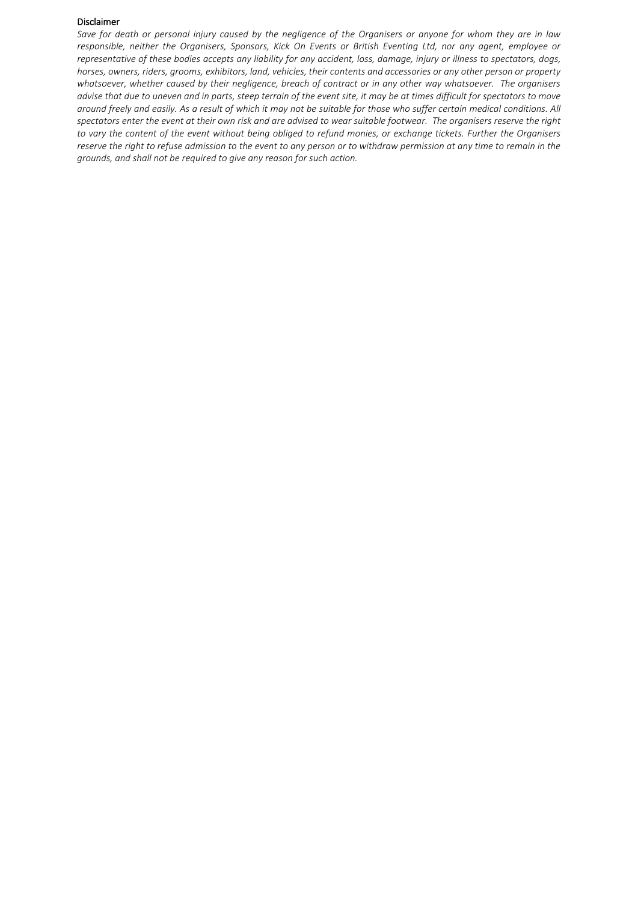## Disclaimer

*Save for death or personal injury caused by the negligence of the Organisers or anyone for whom they are in law responsible, neither the Organisers, Sponsors, Kick On Events or British Eventing Ltd, nor any agent, employee or representative of these bodies accepts any liability for any accident, loss, damage, injury or illness to spectators, dogs, horses, owners, riders, grooms, exhibitors, land, vehicles, their contents and accessories or any other person or property whatsoever, whether caused by their negligence, breach of contract or in any other way whatsoever. The organisers advise that due to uneven and in parts, steep terrain of the event site, it may be at times difficult for spectators to move around freely and easily. As a result of which it may not be suitable for those who suffer certain medical conditions. All spectators enter the event at their own risk and are advised to wear suitable footwear. The organisers reserve the right to vary the content of the event without being obliged to refund monies, or exchange tickets. Further the Organisers reserve the right to refuse admission to the event to any person or to withdraw permission at any time to remain in the grounds, and shall not be required to give any reason for such action.*